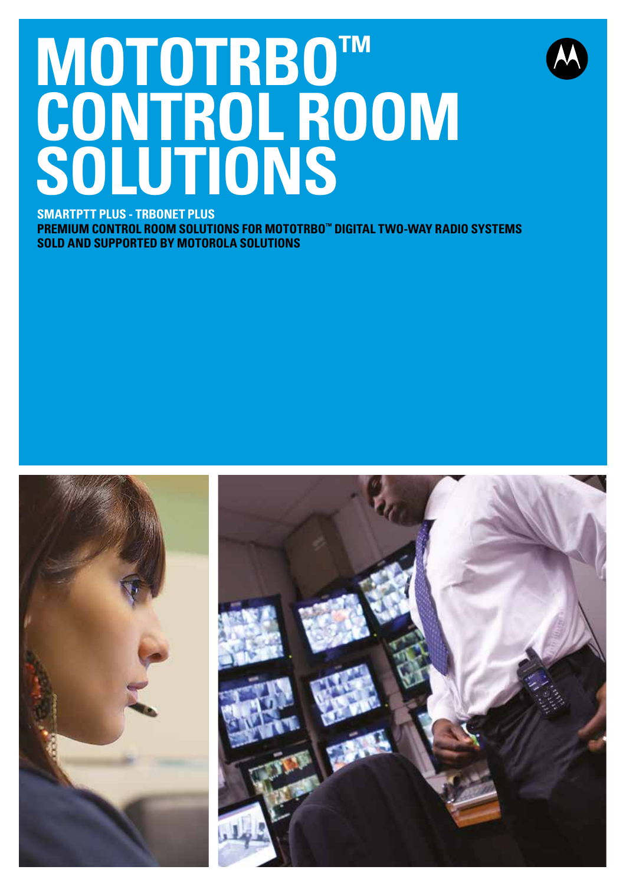# MOTOTRBO™ CONTROL ROOM SOLUTIONS

**SMARTPTT PLUS - TRBONET PLUS**

**PREMIUM CONTROL ROOM SOLUTIONS FOR MOTOTRBO™ DIGITAL TWO-WAY RADIO SYSTEMS SOLD AND SUPPORTED BY MOTOROLA SOLUTIONS**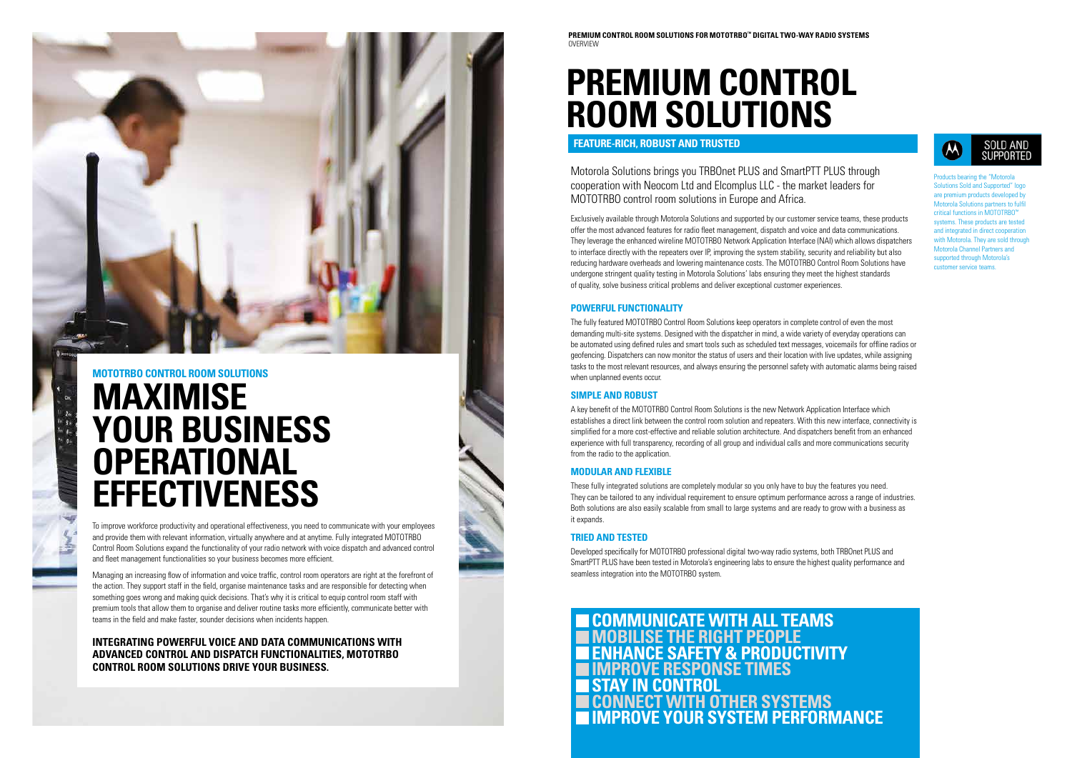## MOTOTRBO CONTROL ROOM SOLUTIONS

# MAXIMISE YOUR BUSINESS OPERATIONAL EFFECTIVENESS

To improve workforce productivity and operational effectiveness, you need to communicate with your employees and provide them with relevant information, virtually anywhere and at anytime. Fully integrated MOTOTRBO Control Room Solutions expand the functionality of your radio network with voice dispatch and advanced control and fleet management functionalities so your business becomes more efficient.

Managing an increasing flow of information and voice traffic, control room operators are right at the forefront of the action. They support staff in the field, organise maintenance tasks and are responsible for detecting when something goes wrong and making quick decisions. That's why it is critical to equip control room staff with premium tools that allow them to organise and deliver routine tasks more efficiently, communicate better with teams in the field and make faster, sounder decisions when incidents happen.

**INTEGRATING POWERFUL VOICE AND DATA COMMUNICATIONS WITH ADVANCED CONTROL AND DISPATCH FUNCTIONALITIES, MOTOTRBO CONTROL ROOM SOLUTIONS DRIVE YOUR BUSINESS.**

**PREMIUM CONTROL ROOM SOLUTIONS FOR MOTOTRBO™ DIGITAL TWO-WAY RADIO SYSTEMS**
OVERVIEW

# PREMIUM CONTROL ROOM SOLUTIONS

## FEATURE-RICH, ROBUST AND TRUSTED

Motorola Solutions brings you TRBOnet PLUS and SmartPTT PLUS through cooperation with Neocom Ltd and Elcomplus LLC - the market leaders for MOTOTRBO control room solutions in Europe and Africa.

Exclusively available through Motorola Solutions and supported by our customer service teams, these products offer the most advanced features for radio fleet management, dispatch and voice and data communications. They leverage the enhanced wireline MOTOTRBO Network Application Interface (NAI) which allows dispatchers to interface directly with the repeaters over IP, improving the system stability, security and reliability but also reducing hardware overheads and lowering maintenance costs. The MOTOTRBO Control Room Solutions have undergone stringent quality testing in Motorola Solutions' labs ensuring they meet the highest standards of quality, solve business critical problems and deliver exceptional customer experiences.

### POWERFUL FUNCTIONALITY

The fully featured MOTOTRBO Control Room Solutions keep operators in complete control of even the most demanding multi-site systems. Designed with the dispatcher in mind, a wide variety of everyday operations can be automated using defined rules and smart tools such as scheduled text messages, voicemails for offline radios or geofencing. Dispatchers can now monitor the status of users and their location with live updates, while assigning tasks to the most relevant resources, and always ensuring the personnel safety with automatic alarms being raised when unplanned events occur.

### SIMPLE AND ROBUST

A key benefit of the MOTOTRBO Control Room Solutions is the new Network Application Interface which establishes a direct link between the control room solution and repeaters. With this new interface, connectivity is simplified for a more cost-effective and reliable solution architecture. And dispatchers benefit from an enhanced experience with full transparency, recording of all group and individual calls and more communications security from the radio to the application.

### MODULAR AND FLEXIBLE

These fully integrated solutions are completely modular so you only have to buy the features you need. They can be tailored to any individual requirement to ensure optimum performance across a range of industries. Both solutions are also easily scalable from small to large systems and are ready to grow with a business as it expands.

### TRIED AND TESTED

Developed specifically for MOTOTRBO professional digital two-way radio systems, both TRBOnet PLUS and SmartPTT PLUS have been tested in Motorola's engineering labs to ensure the highest quality performance and seamless integration into the MOTOTRBO system.

- **COMMUNICATE WITH ALL TEAMS**
- **MOBILISE THE RIGHT PEOPLE**
- **ENHANCE SAFETY & PRODUCTIVITY**
- **IMPROVE RESPONSE TIMES**
- **STAY IN CONTROL**
- **CONNECT WITH OTHER SYSTEMS**
- **IMPROVE YOUR SYSTEM PERFORMANCE**

SOLD AND SUPPORTED

Products bearing the "Motorola Solutions Sold and Supported" logo are premium products developed by Motorola Solutions partners to fulfil critical functions in MOTOTRBO™ systems. These products are tested and integrated in direct cooperation with Motorola. They are sold through Motorola Channel Partners and supported through Motorola's customer service teams.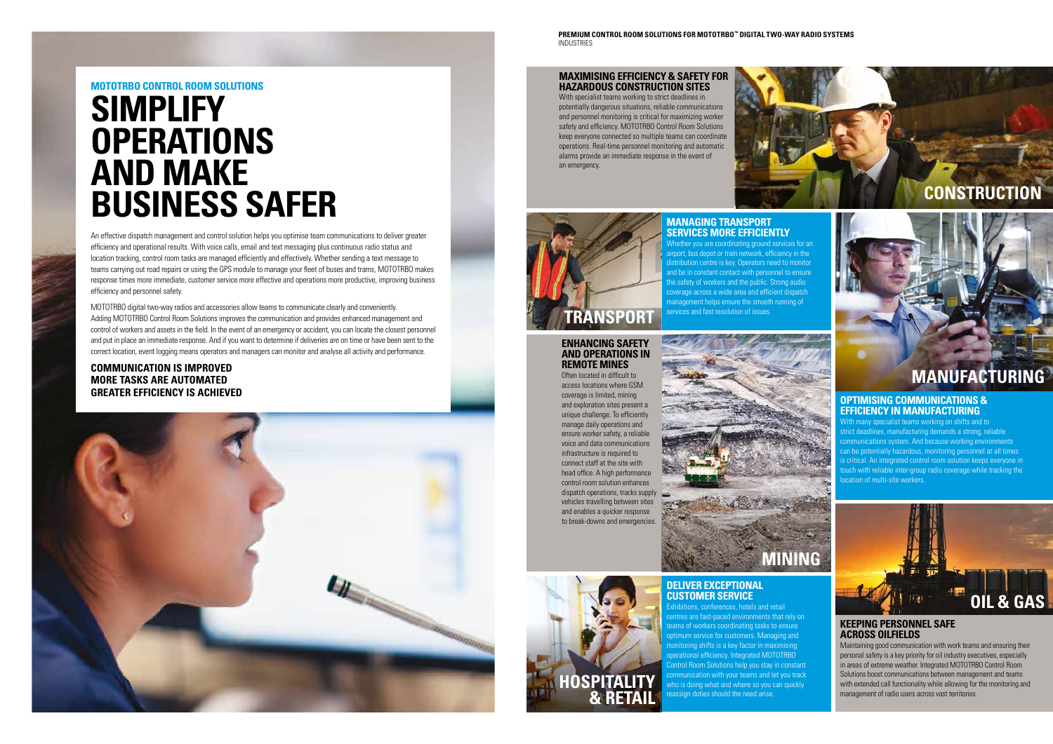## MOTOTRBO CONTROL ROOM SOLUTIONS

# SIMPLIFY OPERATIONS AND MAKE BUSINESS SAFER

An effective dispatch management and control solution helps you optimise team communications to deliver greater efficiency and operational results. With voice calls, email and text messaging plus continuous radio status and location tracking, control room tasks are managed efficiently and effectively. Whether sending a text message to teams carrying out road repairs or using the GPS module to manage your fleet of buses and trams, MOTOTRBO makes response times more immediate, customer service more effective and operations more productive, improving business efficiency and personnel safety.

MOTOTRBO digital two-way radios and accessories allow teams to communicate clearly and conveniently. Adding MOTOTRBO Control Room Solutions improves the communication and provides enhanced management and control of workers and assets in the field. In the event of an emergency or accident, you can locate the closest personnel and put in place an immediate response. And if you want to determine if deliveries are on time or have been sent to the correct location, event logging means operators and managers can monitor and analyse all activity and performance.

**COMMUNICATION IS IMPROVED**
**MORE TASKS ARE AUTOMATED**
**GREATER EFFICIENCY IS ACHIEVED**

## CONSTRUCTION

### MAXIMISING EFFICIENCY & SAFETY FOR HAZARDOUS CONSTRUCTION SITES

With specialist teams working to strict deadlines in potentially dangerous situations, reliable communications and personnel monitoring is critical for maximizing worker safety and efficiency. MOTOTRBO Control Room Solutions keep everyone connected so multiple teams can coordinate operations. Real-time personnel monitoring and automatic alarms provide an immediate response in the event of an emergency.

## TRANSPORT

### MANAGING TRANSPORT SERVICES MORE EFFICIENTLY

Whether you are coordinating ground services for an airport, bus depot or train network, efficiency in the distribution centre is key. Operators need to monitor and be in constant contact with personnel to ensure the safety of workers and the public. Strong audio coverage across a wide area and efficient dispatch management helps ensure the smooth running of services and fast resolution of issues.

## MINING

### ENHANCING SAFETY AND OPERATIONS IN REMOTE MINES

Often located in difficult to access locations where GSM coverage is limited, mining and exploration sites present a unique challenge. To efficiently manage daily operations and ensure worker safety, a reliable voice and data communications infrastructure is required to connect staff at the site with head office. A high performance control room solution enhances dispatch operations, tracks supply vehicles travelling between sites and enables a quicker response to break-downs and emergencies.

## MANUFACTURING

### OPTIMISING COMMUNICATIONS & EFFICIENCY IN MANUFACTURING

With many specialist teams working on shifts and to strict deadlines, manufacturing demands a strong, reliable communications system. And because working environments can be potentially hazardous, monitoring personnel at all times is critical. An integrated control room solution keeps everyone in touch with reliable inter-group radio coverage while tracking the location of multi-site workers.

## HOSPITALITY & RETAIL

### DELIVER EXCEPTIONAL CUSTOMER SERVICE

Exhibitions, conferences, hotels and retail centres are fast-paced environments that rely on teams of workers coordinating tasks to ensure optimum service for customers. Managing and monitoring shifts is a key factor in maximising operational efficiency. Integrated MOTOTRBO Control Room Solutions help you stay in constant communication with your teams and let you track who is doing what and where so you can quickly reassign duties should the need arise.

## OIL & GAS

### KEEPING PERSONNEL SAFE ACROSS OILFIELDS

Maintaining good communication with work teams and ensuring their personal safety is a key priority for oil industry executives, especially in areas of extreme weather. Integrated MOTOTRBO Control Room Solutions boost communications between management and teams with extended call functionality while allowing for the monitoring and management of radio users across vast territories.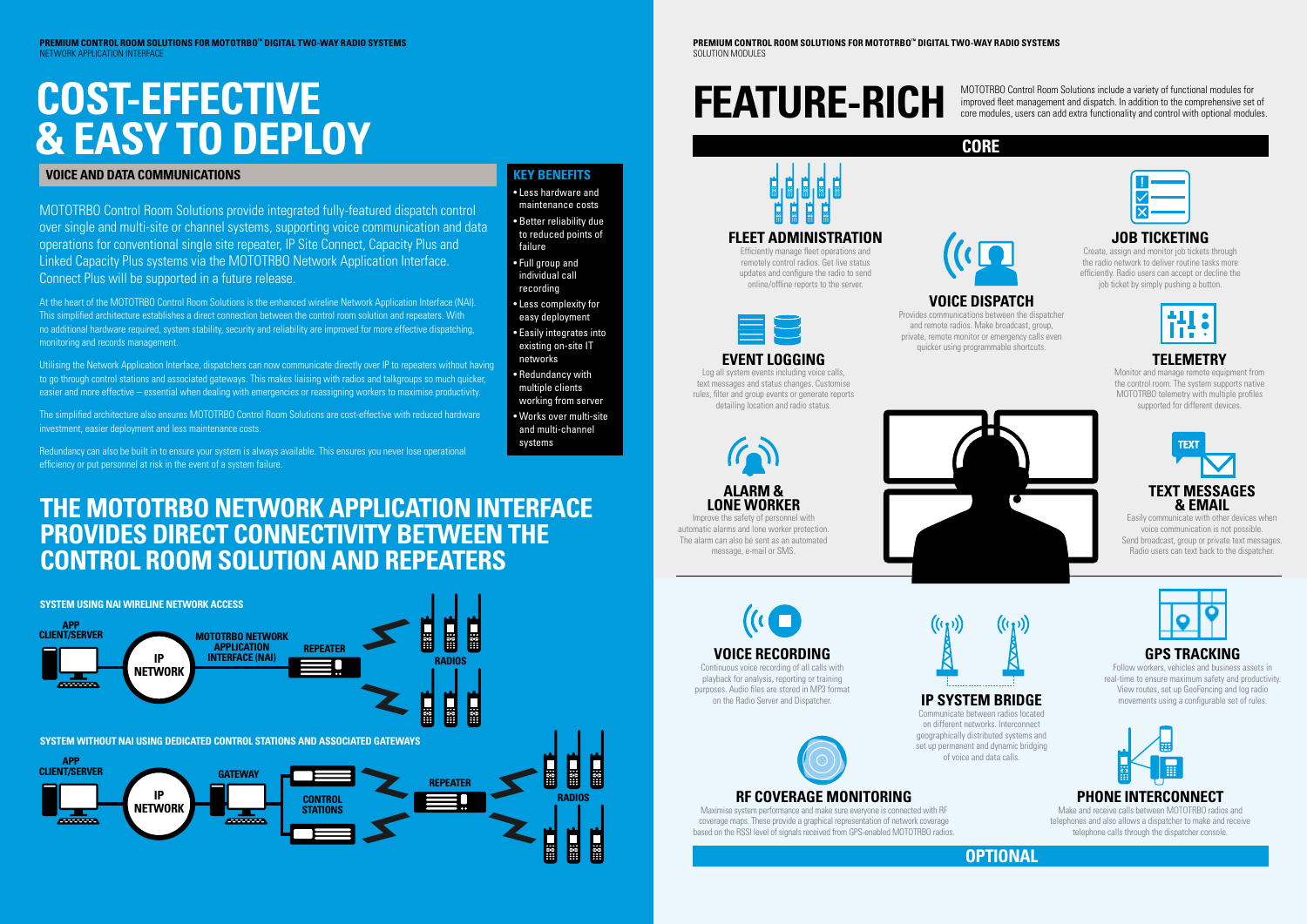# COST-EFFECTIVE & EASY TO DEPLOY

## VOICE AND DATA COMMUNICATIONS

MOTOTRBO Control Room Solutions provide integrated fully-featured dispatch control over single and multi-site or channel systems, supporting voice communication and data operations for conventional single site repeater, IP Site Connect, Capacity Plus and Linked Capacity Plus systems via the MOTOTRBO Network Application Interface. Connect Plus will be supported in a future release.

At the heart of the MOTOTRBO Control Room Solutions is the enhanced wireline Network Application Interface (NAI). This simplified architecture establishes a direct connection between the control room solution and repeaters. With no additional hardware required, system stability, security and reliability are improved for more effective dispatching, monitoring and records management.

Utilising the Network Application Interface, dispatchers can now communicate directly over IP to repeaters without having to go through control stations and associated gateways. This makes liaising with radios and talkgroups so much quicker, easier and more effective – essential when dealing with emergencies or reassigning workers to maximise productivity.

The simplified architecture also ensures MOTOTRBO Control Room Solutions are cost-effective with reduced hardware investment, easier deployment and less maintenance costs.

Redundancy can also be built in to ensure your system is always available. This ensures you never lose operational efficiency or put personnel at risk in the event of a system failure.

### KEY BENEFITS

- Less hardware and maintenance costs
- Better reliability due to reduced points of failure
- Full group and individual call recording
- Less complexity for easy deployment
- Easily integrates into existing on-site IT networks
- Redundancy with multiple clients working from server
- Works over multi-site and multi-channel systems

## THE MOTOTRBO NETWORK APPLICATION INTERFACE PROVIDES DIRECT CONNECTIVITY BETWEEN THE CONTROL ROOM SOLUTION AND REPEATERS

**SYSTEM USING NAI WIRELINE NETWORK ACCESS**

APP CLIENT/SERVER — IP NETWORK — MOTOTRBO NETWORK APPLICATION INTERFACE (NAI) — REPEATER — RADIOS

**SYSTEM WITHOUT NAI USING DEDICATED CONTROL STATIONS AND ASSOCIATED GATEWAYS**

APP CLIENT/SERVER — IP NETWORK — GATEWAY — CONTROL STATIONS — REPEATER — RADIOS

# FEATURE-RICH

MOTOTRBO Control Room Solutions include a variety of functional modules for improved fleet management and dispatch. In addition to the comprehensive set of core modules, users can add extra functionality and control with optional modules.

## CORE

### FLEET ADMINISTRATION

Efficiently manage fleet operations and remotely control radios. Get live status updates and configure the radio to send online/offline reports to the server.

### VOICE DISPATCH

Provides communications between the dispatcher and remote radios. Make broadcast, group, private, remote monitor or emergency calls even quicker using programmable shortcuts.

### JOB TICKETING

Create, assign and monitor job tickets through the radio network to deliver routine tasks more efficiently. Radio users can accept or decline the job ticket by simply pushing a button.

### EVENT LOGGING

Log all system events including voice calls, text messages and status changes. Customise rules, filter and group events or generate reports detailing location and radio status.

### TELEMETRY

Monitor and manage remote equipment from the control room. The system supports native MOTOTRBO telemetry with multiple profiles supported for different devices.

### ALARM & LONE WORKER

Improve the safety of personnel with automatic alarms and lone worker protection. The alarm can also be sent as an automated message, e-mail or SMS.

### TEXT MESSAGES & EMAIL

Easily communicate with other devices when voice communication is not possible. Send broadcast, group or private text messages. Radio users can text back to the dispatcher.

## OPTIONAL

### VOICE RECORDING

Continuous voice recording of all calls with playback for analysis, reporting or training purposes. Audio files are stored in MP3 format on the Radio Server and Dispatcher.

### IP SYSTEM BRIDGE

Communicate between radios located on different networks. Interconnect geographically distributed systems and set up permanent and dynamic bridging of voice and data calls.

### GPS TRACKING

Follow workers, vehicles and business assets in real-time to ensure maximum safety and productivity. View routes, set up GeoFencing and log radio movements using a configurable set of rules.

### RF COVERAGE MONITORING

Maximise system performance and make sure everyone is connected with RF coverage maps. These provide a graphical representation of network coverage based on the RSSI level of signals received from GPS-enabled MOTOTRBO radios.

### PHONE INTERCONNECT

Make and receive calls between MOTOTRBO radios and telephones and also allows a dispatcher to make and receive telephone calls through the dispatcher console.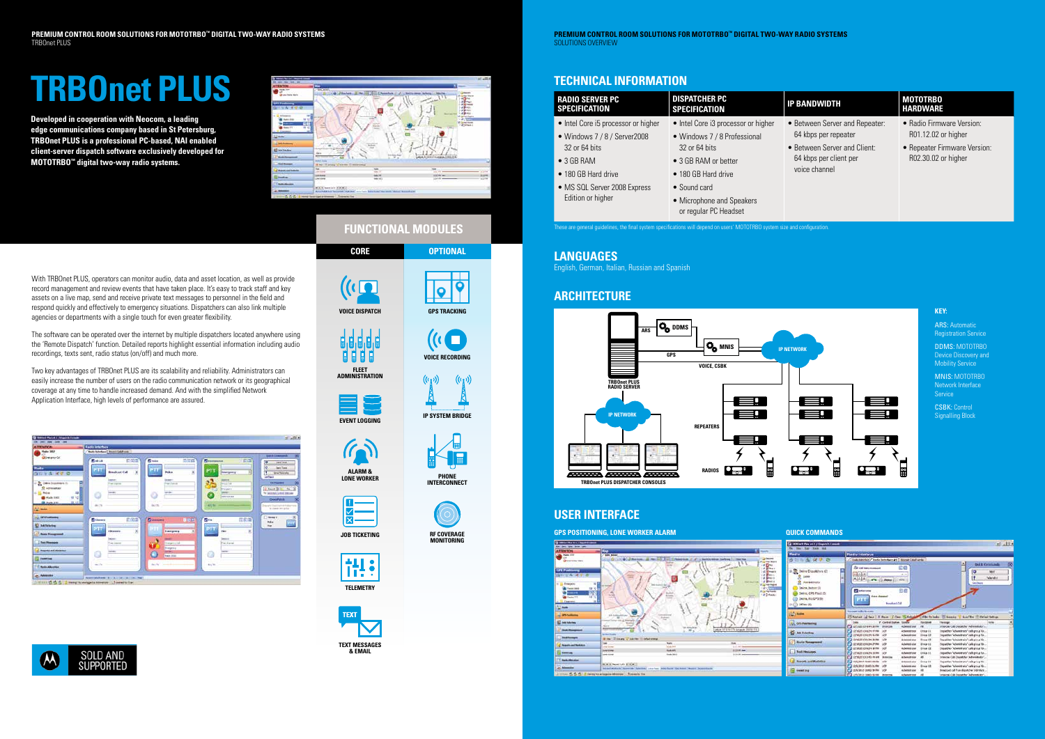# TRBOnet PLUS

**Developed in cooperation with Neocom, a leading edge communications company based in St Petersburg, TRBOnet PLUS is a professional PC-based, NAI enabled client-server dispatch software exclusively developed for MOTOTRBO™ digital two-way radio systems.**

With TRBOnet PLUS, operators can monitor audio, data and asset location, as well as provide record management and review events that have taken place. It's easy to track staff and key assets on a live map, send and receive private text messages to personnel in the field and respond quickly and effectively to emergency situations. Dispatchers can also link multiple agencies or departments with a single touch for even greater flexibility.

The software can be operated over the internet by multiple dispatchers located anywhere using the 'Remote Dispatch' function. Detailed reports highlight essential information including audio recordings, texts sent, radio status (on/off) and much more.

Two key advantages of TRBOnet PLUS are its scalability and reliability. Administrators can easily increase the number of users on the radio communication network or its geographical coverage at any time to handle increased demand. And with the simplified Network Application Interface, high levels of performance are assured.

## FUNCTIONAL MODULES

| CORE | OPTIONAL |
|---|---|
| VOICE DISPATCH | GPS TRACKING |
| FLEET ADMINISTRATION | VOICE RECORDING |
| EVENT LOGGING | IP SYSTEM BRIDGE |
| ALARM & LONE WORKER | PHONE INTERCONNECT |
| JOB TICKETING | RF COVERAGE MONITORING |
| TELEMETRY | |
| TEXT MESSAGES & EMAIL | |

SOLD AND SUPPORTED

## TECHNICAL INFORMATION

| RADIO SERVER PC SPECIFICATION | DISPATCHER PC SPECIFICATION | IP BANDWIDTH | MOTOTRBO HARDWARE |
|---|---|---|---|
| • Intel Core i5 processor or higher<br>• Windows 7 / 8 / Server2008 32 or 64 bits<br>• 3 GB RAM<br>• 180 GB Hard drive<br>• MS SQL Server 2008 Express Edition or higher | • Intel Core i3 processor or higher<br>• Windows 7 / 8 Professional 32 or 64 bits<br>• 3 GB RAM or better<br>• 180 GB Hard drive<br>• Sound card<br>• Microphone and Speakers or regular PC Headset | • Between Server and Repeater: 64 kbps per repeater<br>• Between Server and Client: 64 kbps per client per voice channel | • Radio Firmware Version: R01.12.02 or higher<br>• Repeater Firmware Version: R02.30.02 or higher |

These are general guidelines, the final system specifications will depend on users' MOTOTRBO system size and configuration.

## LANGUAGES

English, German, Italian, Russian and Spanish

## ARCHITECTURE

ARS, DDMS, MNIS, GPS, VOICE, CSBK, IP NETWORK, TRBOnet PLUS RADIO SERVER, IP NETWORK, REPEATERS, RADIOS, TRBOnet PLUS DISPATCHER CONSOLES

**KEY:**

ARS: Automatic Registration Service

DDMS: MOTOTRBO Device Discovery and Mobility Service

MNIS: MOTOTRBO Network Interface Service

CSBK: Control Signalling Block

## USER INTERFACE

**GPS POSITIONING, LONE WORKER ALARM**

**QUICK COMMANDS**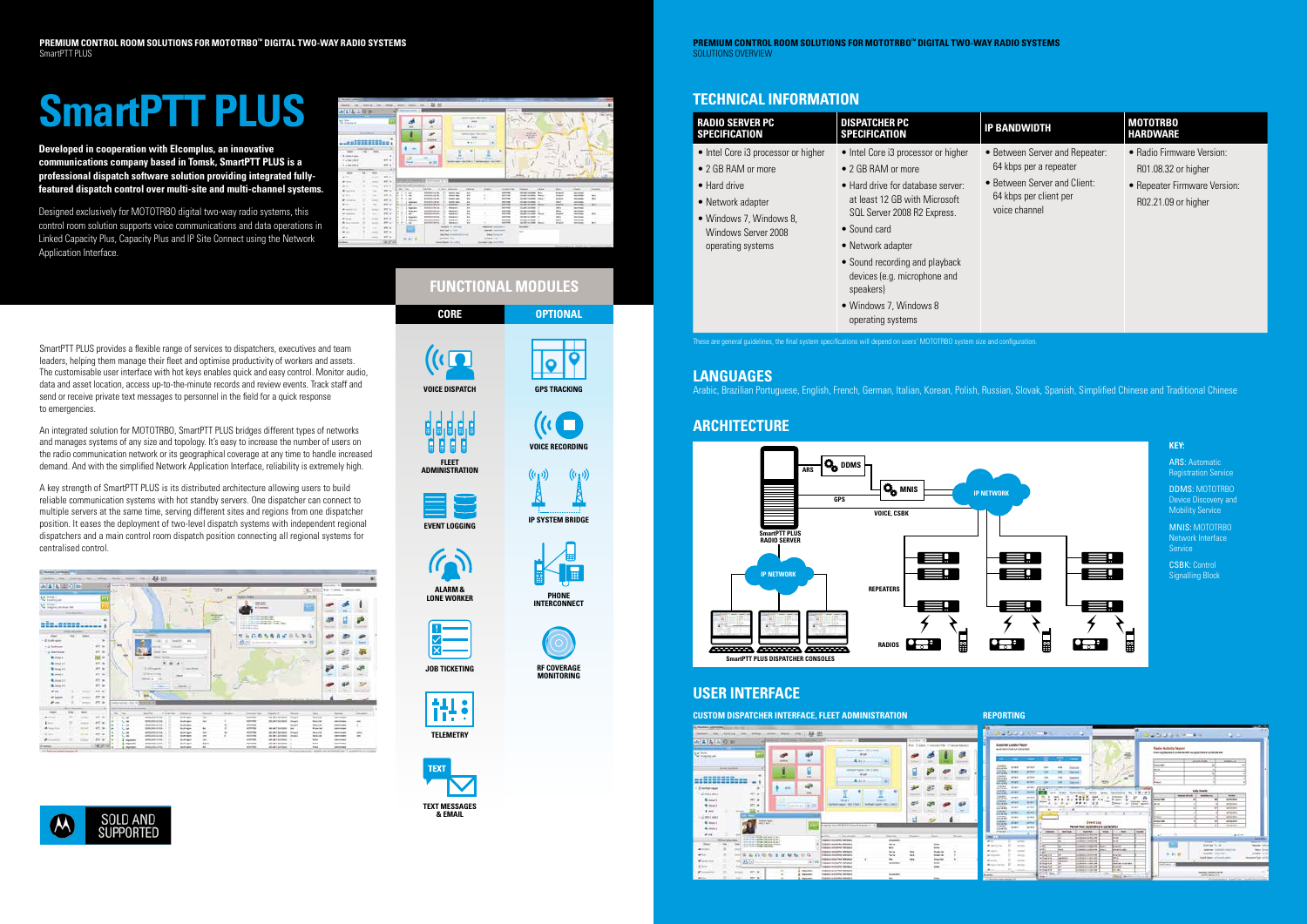# SmartPTT PLUS

**Developed in cooperation with Elcomplus, an innovative communications company based in Tomsk, SmartPTT PLUS is a professional dispatch software solution providing integrated fully-featured dispatch control over multi-site and multi-channel systems.**

Designed exclusively for MOTOTRBO digital two-way radio systems, this control room solution supports voice communications and data operations in Linked Capacity Plus, Capacity Plus and IP Site Connect using the Network Application Interface.

SmartPTT PLUS provides a flexible range of services to dispatchers, executives and team leaders, helping them manage their fleet and optimise productivity of workers and assets. The customisable user interface with hot keys enables quick and easy control. Monitor audio, data and asset location, access up-to-the-minute records and review events. Track staff and send or receive private text messages to personnel in the field for a quick response to emergencies.

An integrated solution for MOTOTRBO, SmartPTT PLUS bridges different types of networks and manages systems of any size and topology. It's easy to increase the number of users on the radio communication network or its geographical coverage at any time to handle increased demand. And with the simplified Network Application Interface, reliability is extremely high.

A key strength of SmartPTT PLUS is its distributed architecture allowing users to build reliable communication systems with hot standby servers. One dispatcher can connect to multiple servers at the same time, serving different sites and regions from one dispatcher position. It eases the deployment of two-level dispatch systems with independent regional dispatchers and a main control room dispatch position connecting all regional systems for centralised control.

SOLD AND SUPPORTED

## FUNCTIONAL MODULES

| CORE | OPTIONAL |
|---|---|
| VOICE DISPATCH | GPS TRACKING |
| FLEET ADMINISTRATION | VOICE RECORDING |
| EVENT LOGGING | IP SYSTEM BRIDGE |
| ALARM & LONE WORKER | PHONE INTERCONNECT |
| JOB TICKETING | RF COVERAGE MONITORING |
| TELEMETRY | |
| TEXT MESSAGES & EMAIL | |

## TECHNICAL INFORMATION

| RADIO SERVER PC SPECIFICATION | DISPATCHER PC SPECIFICATION | IP BANDWIDTH | MOTOTRBO HARDWARE |
|---|---|---|---|
| • Intel Core i3 processor or higher<br>• 2 GB RAM or more<br>• Hard drive<br>• Network adapter<br>• Windows 7, Windows 8, Windows Server 2008 operating systems | • Intel Core i3 processor or higher<br>• 2 GB RAM or more<br>• Hard drive for database server: at least 12 GB with Microsoft SQL Server 2008 R2 Express.<br>• Sound card<br>• Network adapter<br>• Sound recording and playback devices (e.g. microphone and speakers)<br>• Windows 7, Windows 8 operating systems | • Between Server and Repeater: 64 kbps per a repeater<br>• Between Server and Client: 64 kbps per client per voice channel | • Radio Firmware Version: R01.08.32 or higher<br>• Repeater Firmware Version: R02.21.09 or higher |

These are general guidelines, the final system specifications will depend on users' MOTOTRBO system size and configuration.

## LANGUAGES

Arabic, Brazilian Portuguese, English, French, German, Italian, Korean, Polish, Russian, Slovak, Spanish, Simplified Chinese and Traditional Chinese

## ARCHITECTURE

**KEY:**

ARS: Automatic Registration Service

DDMS: MOTOTRBO Device Discovery and Mobility Service

MNIS: MOTOTRBO Network Interface Service

CSBK: Control Signalling Block

## USER INTERFACE

**CUSTOM DISPATCHER INTERFACE, FLEET ADMINISTRATION**

**REPORTING**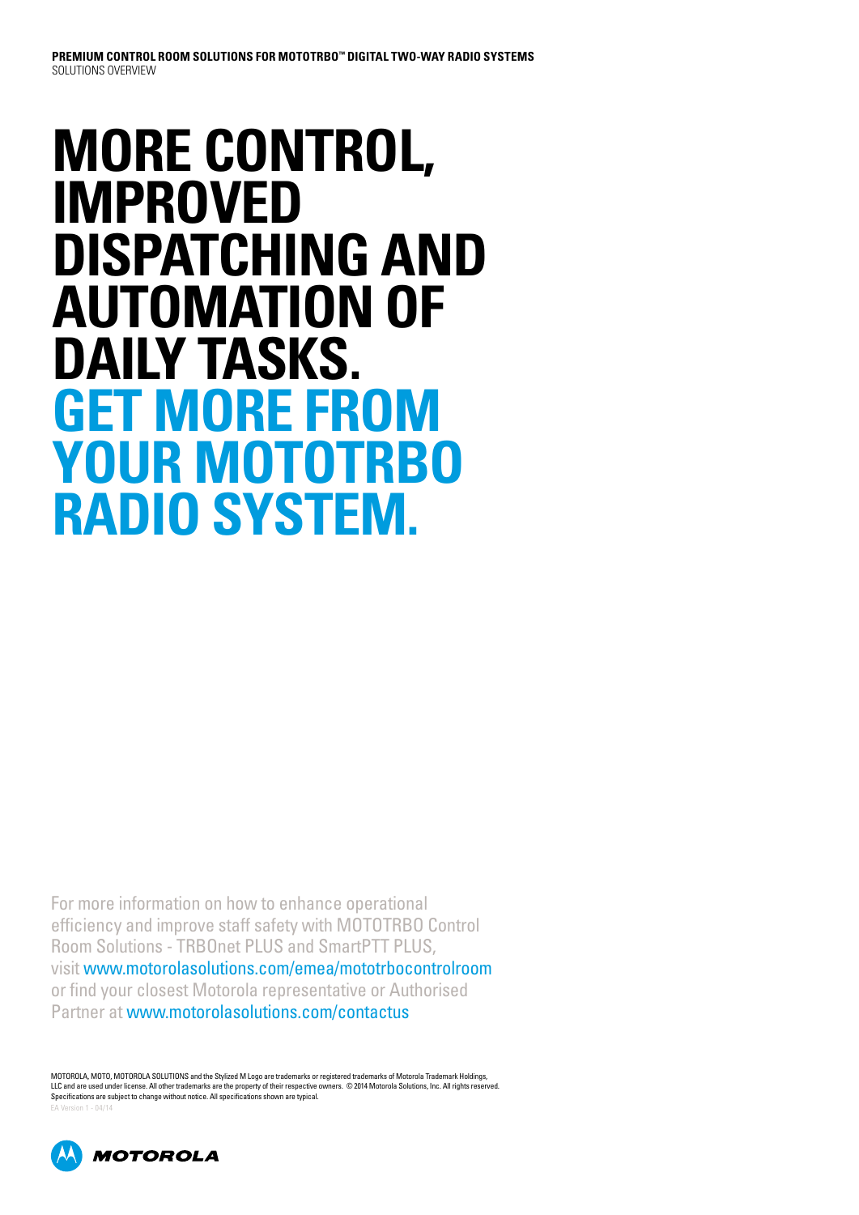**PREMIUM CONTROL ROOM SOLUTIONS FOR MOTOTRBO™ DIGITAL TWO-WAY RADIO SYSTEMS**
SOLUTIONS OVERVIEW

# MORE CONTROL, IMPROVED DISPATCHING AND AUTOMATION OF DAILY TASKS. GET MORE FROM YOUR MOTOTRBO RADIO SYSTEM.

For more information on how to enhance operational efficiency and improve staff safety with MOTOTRBO Control Room Solutions - TRBOnet PLUS and SmartPTT PLUS, visit www.motorolasolutions.com/emea/mototrbocontrolroom or find your closest Motorola representative or Authorised Partner at www.motorolasolutions.com/contactus

MOTOROLA, MOTO, MOTOROLA SOLUTIONS and the Stylized M Logo are trademarks or registered trademarks of Motorola Trademark Holdings, LLC and are used under license. All other trademarks are the property of their respective owners. © 2014 Motorola Solutions, Inc. All rights reserved. Specifications are subject to change without notice. All specifications shown are typical.
EA Version 1 - 04/14

MOTOROLA